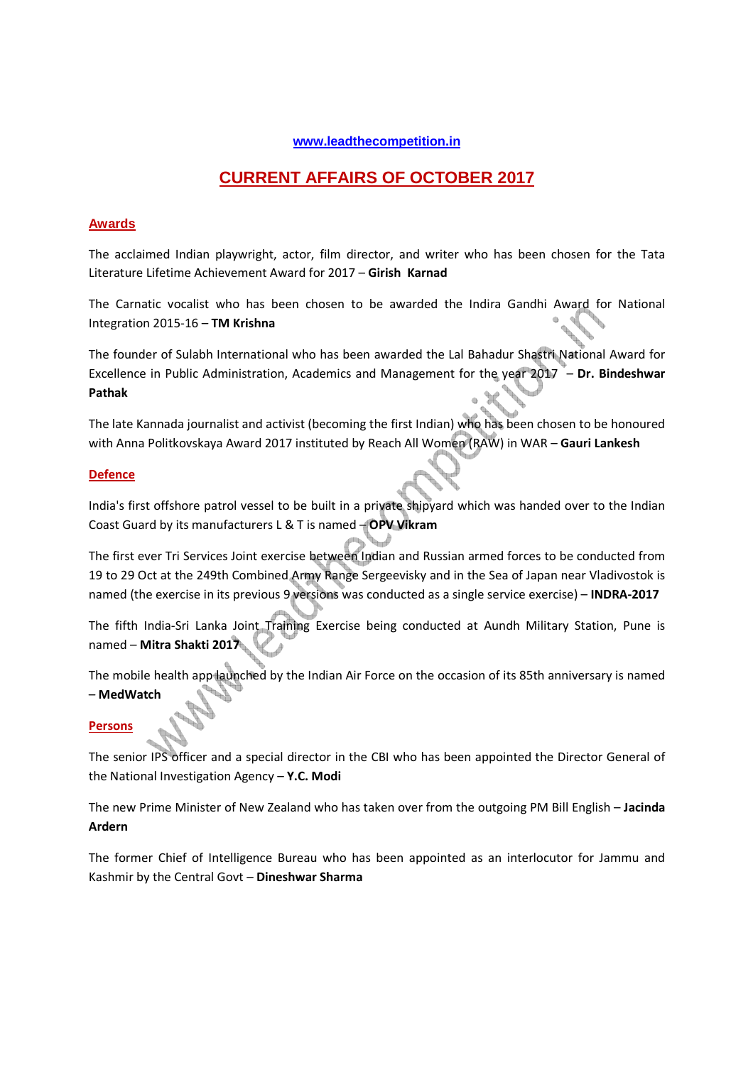www.leadthecompetition.in

# CURRENT AFFAIRS OF OCTOBER 2017

## Awards

The acclaimed Indian playwright, actor, film director, and writer who has been chosen for the Tata Literature Lifetime Achievement Award for 2017 – **Girish Karnad**

The Carnatic vocalist who has been chosen to be awarded the Indira Gandhi Award for National Integration 2015-16 – **TM Krishna**

The founder of Sulabh International who has been awarded the Lal Bahadur Shastri National Award for Excellence in Public Administration, Academics and Management for the year 2017 – **Dr. Bindeshwar Pathak**

The late Kannada journalist and activist (becoming the first Indian) who has been chosen to be honoured with Anna Politkovskaya Award 2017 instituted by Reach All Women (RAW) in WAR – **Gauri Lankesh**

## Defence

India's first offshore patrol vessel to be built in a private shipyard which was handed over to the Indian Coast Guard by its manufacturers L & T is named – **OPV Vikram**

The first ever Tri Services Joint exercise between Indian and Russian armed forces to be conducted from 19 to 29 Oct at the 249th Combined Army Range Sergeevisky and in the Sea of Japan near Vladivostok is named (the exercise in its previous 9 versions was conducted as a single service exercise) – **INDRA-2017**

The fifth India-Sri Lanka Joint Training Exercise being conducted at Aundh Military Station, Pune is named – **Mitra Shakti 2017**

The mobile health app launched by the Indian Air Force on the occasion of its 85th anniversary is named – **MedWatch**

## Persons

The senior IPS officer and a special director in the CBI who has been appointed the Director General of the National Investigation Agency – **Y.C. Modi**

The new Prime Minister of New Zealand who has taken over from the outgoing PM Bill English – **Jacinda Ardern**

The former Chief of Intelligence Bureau who has been appointed as an interlocutor for Jammu and Kashmir by the Central Govt – **Dineshwar Sharma**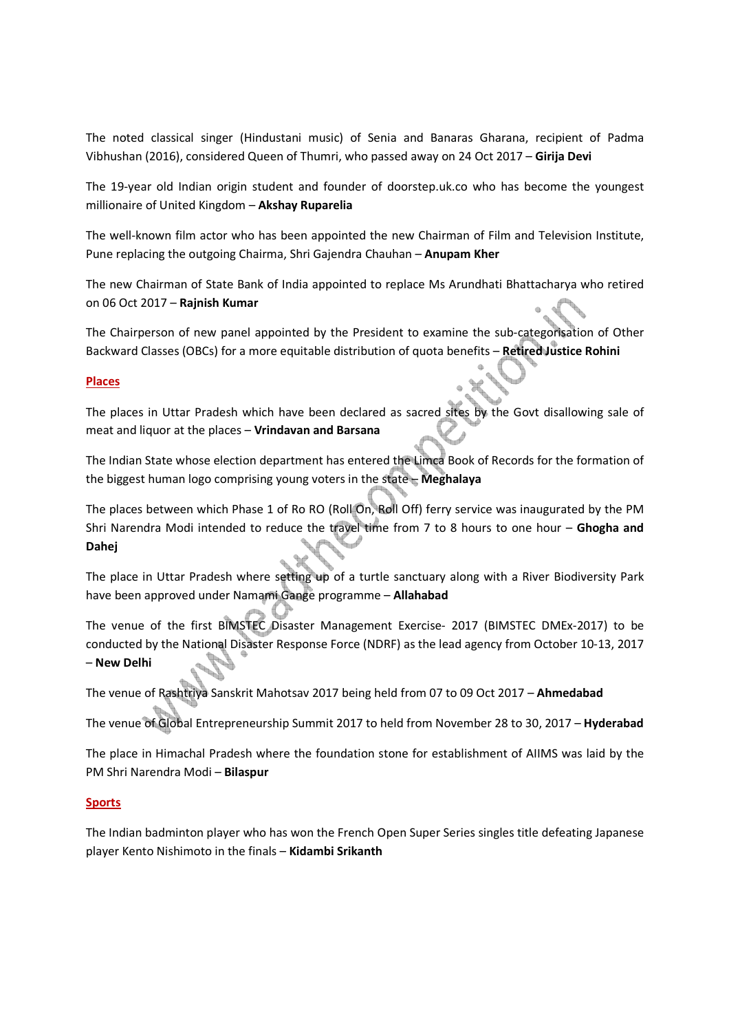The noted classical singer (Hindustani music) of Senia and Banaras Gharana, recipient of Padma Vibhushan (2016), considered Queen of Thumri, who passed away on 24 Oct 2017 – **Girija Devi**

The 19-year old Indian origin student and founder of doorstep.uk.co who has become the youngest millionaire of United Kingdom – **Akshay Ruparelia**

The well-known film actor who has been appointed the new Chairman of Film and Television Institute, Pune replacing the outgoing Chairma, Shri Gajendra Chauhan – **Anupam Kher**

The new Chairman of State Bank of India appointed to replace Ms Arundhati Bhattacharya who retired on 06 Oct 2017 – **Rajnish Kumar**

The Chairperson of new panel appointed by the President to examine the sub-categorisation of Other Backward Classes (OBCs) for a more equitable distribution of quota benefits – **Retired Justice Rohini**

## Places

The places in Uttar Pradesh which have been declared as sacred sites by the Govt disallowing sale of meat and liquor at the places – **Vrindavan and Barsana**

The Indian State whose election department has entered the Limca Book of Records for the formation of the biggest human logo comprising young voters in the state – **Meghalaya**

The places between which Phase 1 of Ro RO (Roll On, Roll Off) ferry service was inaugurated by the PM Shri Narendra Modi intended to reduce the travel time from 7 to 8 hours to one hour – **Ghogha and Dahej**

The place in Uttar Pradesh where setting up of a turtle sanctuary along with a River Biodiversity Park have been approved under Namami Gange programme – **Allahabad**

The venue of the first BIMSTEC Disaster Management Exercise- 2017 (BIMSTEC DMEx-2017) to be conducted by the National Disaster Response Force (NDRF) as the lead agency from October 10-13, 2017 – **New Delhi**

The venue of Rashtriya Sanskrit Mahotsav 2017 being held from 07 to 09 Oct 2017 – **Ahmedabad**

The venue of Global Entrepreneurship Summit 2017 to held from November 28 to 30, 2017 – **Hyderabad**

The place in Himachal Pradesh where the foundation stone for establishment of AIIMS was laid by the PM Shri Narendra Modi – **Bilaspur**

## Sports

The Indian badminton player who has won the French Open Super Series singles title defeating Japanese player Kento Nishimoto in the finals – **Kidambi Srikanth**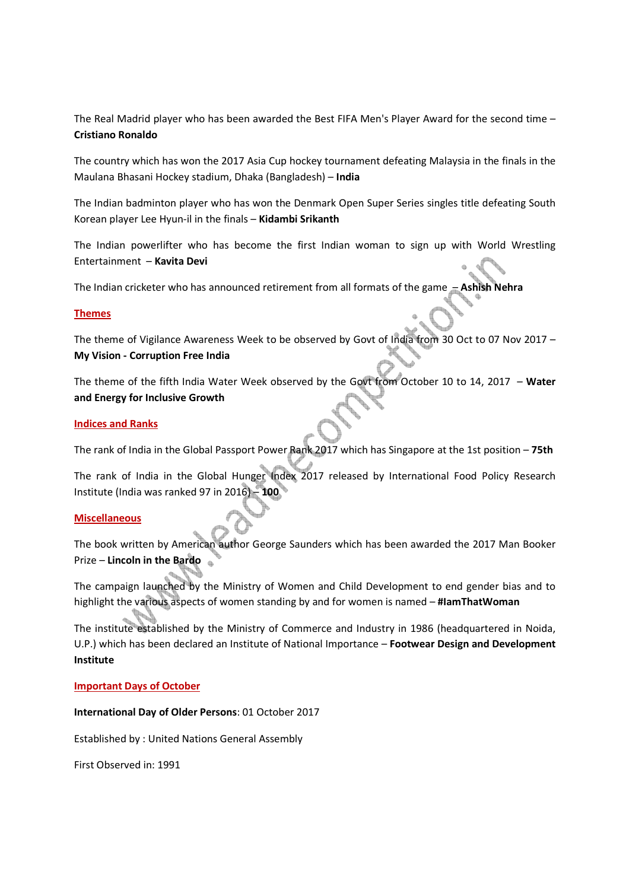The Real Madrid player who has been awarded the Best FIFA Men's Player Award for the second time – **Cristiano Ronaldo**

The country which has won the 2017 Asia Cup hockey tournament defeating Malaysia in the finals in the Maulana Bhasani Hockey stadium, Dhaka (Bangladesh) – **India**

The Indian badminton player who has won the Denmark Open Super Series singles title defeating South Korean player Lee Hyun-il in the finals – **Kidambi Srikanth**

The Indian powerlifter who has become the first Indian woman to sign up with World Wrestling Entertainment – **Kavita Devi**

The Indian cricketer who has announced retirement from all formats of the game – **Ashish Nehra**

## Themes

The theme of Vigilance Awareness Week to be observed by Govt of India from 30 Oct to 07 Nov 2017 – **My Vision - Corruption Free India**

The theme of the fifth India Water Week observed by the Govt from October 10 to 14, 2017 – **Water and Energy for Inclusive Growth**

## Indices and Ranks

The rank of India in the Global Passport Power Rank 2017 which has Singapore at the 1st position – **75th**

The rank of India in the Global Hunger Index 2017 released by International Food Policy Research Institute (India was ranked 97 in 2016) – **100**

## Miscellaneous

The book written by American author George Saunders which has been awarded the 2017 Man Booker Prize – **Lincoln in the Bardo**

The campaign launched by the Ministry of Women and Child Development to end gender bias and to highlight the various aspects of women standing by and for women is named – **#IamThatWoman**

The institute established by the Ministry of Commerce and Industry in 1986 (headquartered in Noida, U.P.) which has been declared an Institute of National Importance – **Footwear Design and Development Institute**

## Important Days of October

**International Day of Older Persons**: 01 October 2017

Established by : United Nations General Assembly

First Observed in: 1991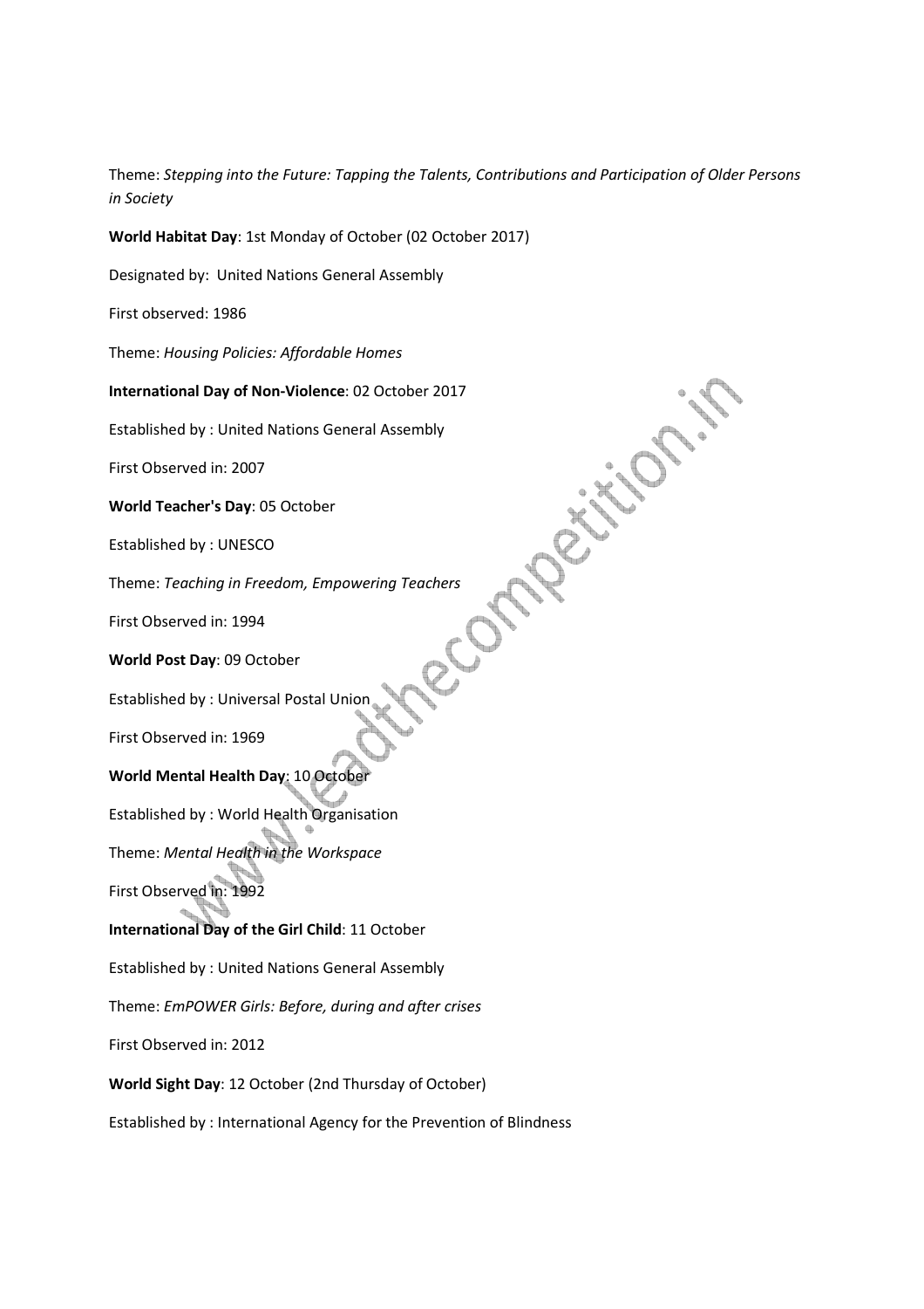Theme: *Stepping into the Future: Tapping the Talents, Contributions and Participation of Older Persons in Society*

**World Habitat Day**: 1st Monday of October (02 October 2017)

Designated by: United Nations General Assembly

First observed: 1986

Theme: *Housing Policies: Affordable Homes*

**International Day of Non-Violence**: 02 October 2017

Established by : United Nations General Assembly

First Observed in: 2007

**World Teacher's Day**: 05 October

Established by : UNESCO

Theme: *Teaching in Freedom, Empowering Teachers*

First Observed in: 1994

**World Post Day**: 09 October

Established by : Universal Postal Union

First Observed in: 1969

**World Mental Health Day**: 10 October

Established by : World Health Organisation

Theme: *Mental Health in the Workspace*

First Observed in: 1992

**International Day of the Girl Child**: 11 October

Established by : United Nations General Assembly

Theme: *EmPOWER Girls: Before, during and after crises*

First Observed in: 2012

**World Sight Day**: 12 October (2nd Thursday of October)

Established by : International Agency for the Prevention of Blindness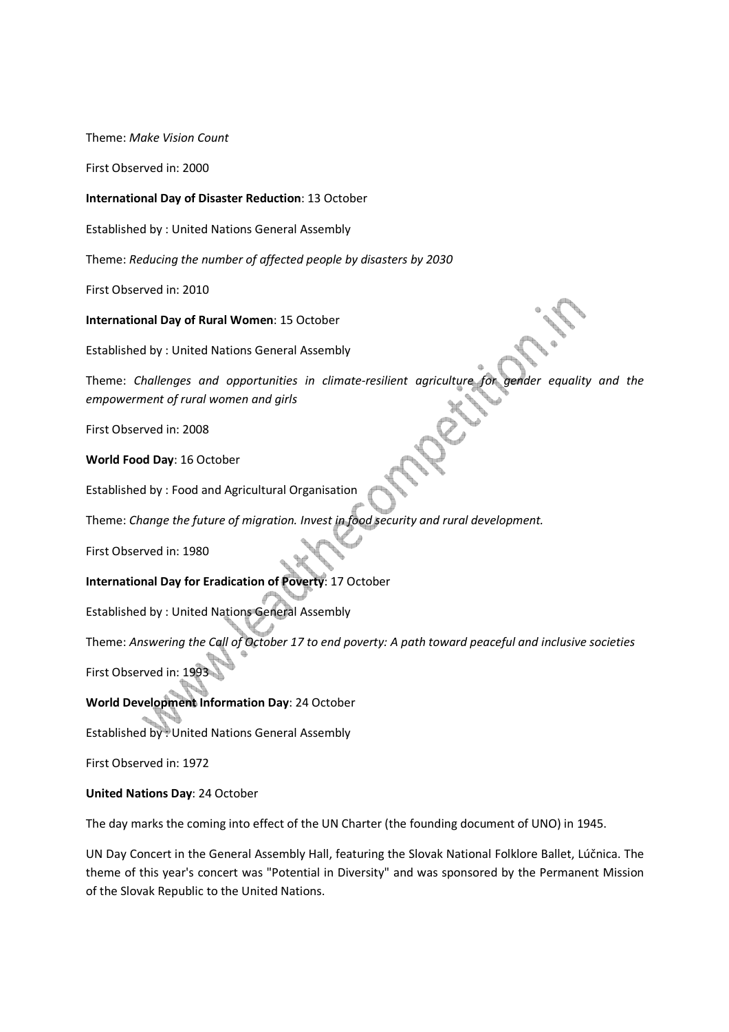Theme: *Make Vision Count*

First Observed in: 2000

**International Day of Disaster Reduction**: 13 October

Established by : United Nations General Assembly

Theme: *Reducing the number of affected people by disasters by 2030*

First Observed in: 2010

**International Day of Rural Women**: 15 October

Established by : United Nations General Assembly

Theme: *Challenges and opportunities in climate-resilient agriculture for gender equality and the empowerment of rural women and girls*

First Observed in: 2008

**World Food Day**: 16 October

Established by : Food and Agricultural Organisation

Theme: *Change the future of migration. Invest in food security and rural development.*

First Observed in: 1980

**International Day for Eradication of Poverty**: 17 October

Established by : United Nations General Assembly

Theme: *Answering the Call of October 17 to end poverty: A path toward peaceful and inclusive societies*

First Observed in: 1993

**World Development Information Day**: 24 October

Established by : United Nations General Assembly

First Observed in: 1972

**United Nations Day**: 24 October

The day marks the coming into effect of the UN Charter (the founding document of UNO) in 1945.

UN Day Concert in the General Assembly Hall, featuring the Slovak National Folklore Ballet, Lúčnica. The theme of this year's concert was "Potential in Diversity" and was sponsored by the Permanent Mission of the Slovak Republic to the United Nations.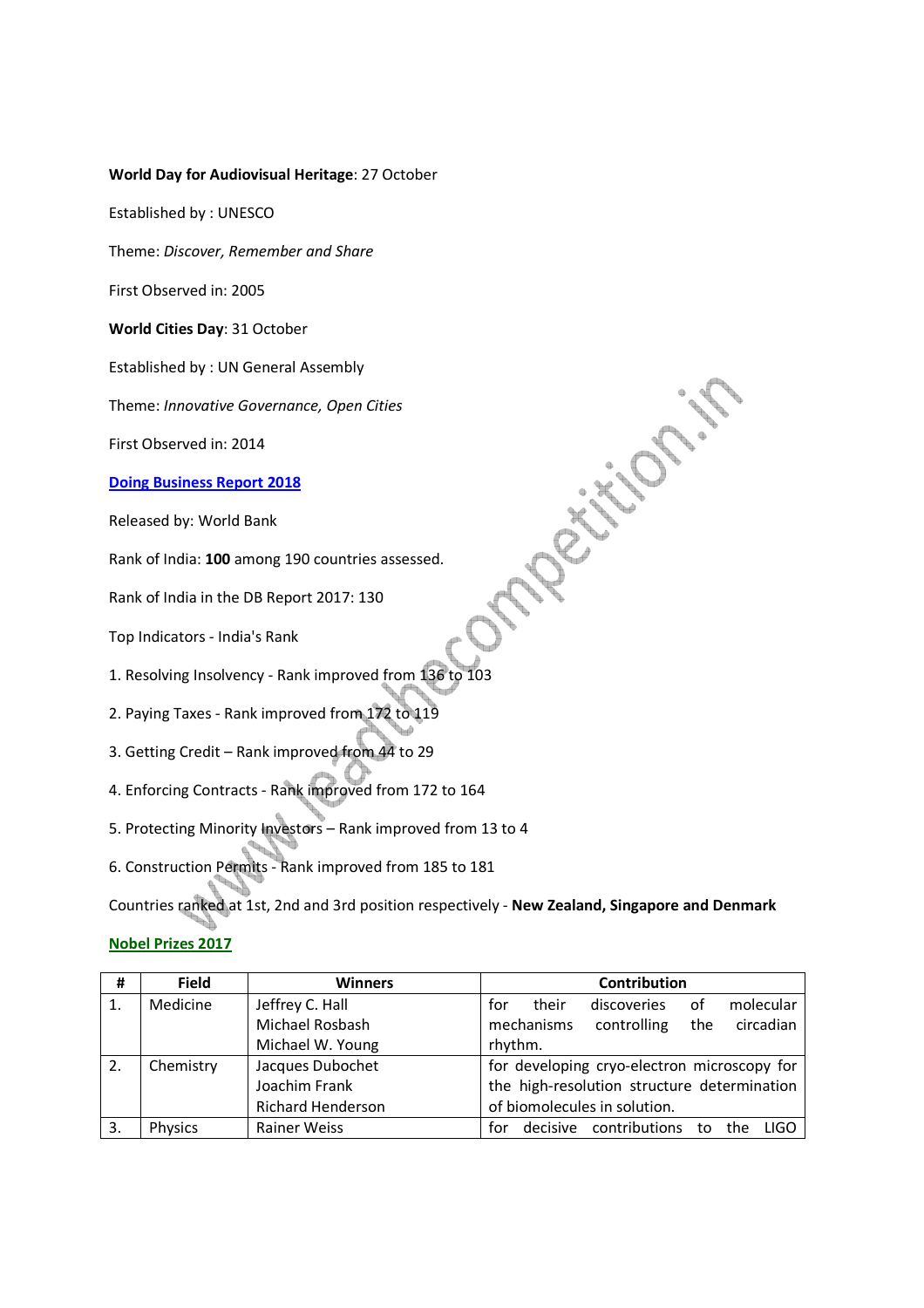**World Day for Audiovisual Heritage**: 27 October

Established by : UNESCO

Theme: *Discover, Remember and Share*

First Observed in: 2005

**World Cities Day**: 31 October

Established by : UN General Assembly

Theme: *Innovative Governance, Open Cities*

First Observed in: 2014

**Doing Business Report 2018**

Released by: World Bank

Rank of India: **100** among 190 countries assessed.

Rank of India in the DB Report 2017: 130

Top Indicators - India's Rank

1. Resolving Insolvency - Rank improved from 136 to 103

2. Paying Taxes - Rank improved from 172 to 119

3. Getting Credit – Rank improved from 44 to 29

4. Enforcing Contracts - Rank improved from 172 to 164

5. Protecting Minority Investors – Rank improved from 13 to 4

6. Construction Permits - Rank improved from 185 to 181

Countries ranked at 1st, 2nd and 3rd position respectively - **New Zealand, Singapore and Denmark**

**Nobel Prizes 2017**

| # | Field | Winners | Contribution |
|---|---|---|---|
| 1. | Medicine | Jeffrey C. Hall<br>Michael Rosbash<br>Michael W. Young | for their discoveries of molecular mechanisms controlling the circadian rhythm. |
| 2. | Chemistry | Jacques Dubochet<br>Joachim Frank<br>Richard Henderson | for developing cryo-electron microscopy for the high-resolution structure determination of biomolecules in solution. |
| 3. | Physics | Rainer Weiss | for decisive contributions to the LIGO |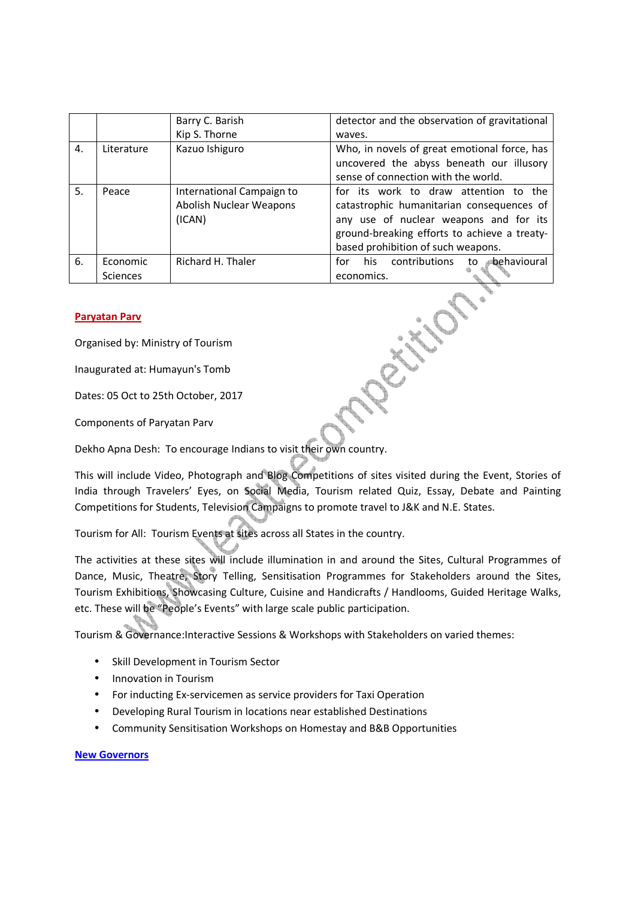|  |  | Barry C. Barish<br>Kip S. Thorne | detector and the observation of gravitational waves. |
|---|---|---|---|
| 4. | Literature | Kazuo Ishiguro | Who, in novels of great emotional force, has uncovered the abyss beneath our illusory sense of connection with the world. |
| 5. | Peace | International Campaign to Abolish Nuclear Weapons (ICAN) | for its work to draw attention to the catastrophic humanitarian consequences of any use of nuclear weapons and for its ground-breaking efforts to achieve a treaty-based prohibition of such weapons. |
| 6. | Economic Sciences | Richard H. Thaler | for his contributions to behavioural economics. |

**Paryatan Parv**

Organised by: Ministry of Tourism

Inaugurated at: Humayun's Tomb

Dates: 05 Oct to 25th October, 2017

Components of Paryatan Parv

Dekho Apna Desh: To encourage Indians to visit their own country.

This will include Video, Photograph and Blog Competitions of sites visited during the Event, Stories of India through Travelers' Eyes, on Social Media, Tourism related Quiz, Essay, Debate and Painting Competitions for Students, Television Campaigns to promote travel to J&K and N.E. States.

Tourism for All: Tourism Events at sites across all States in the country.

The activities at these sites will include illumination in and around the Sites, Cultural Programmes of Dance, Music, Theatre, Story Telling, Sensitisation Programmes for Stakeholders around the Sites, Tourism Exhibitions, Showcasing Culture, Cuisine and Handicrafts / Handlooms, Guided Heritage Walks, etc. These will be "People's Events" with large scale public participation.

Tourism & Governance:Interactive Sessions & Workshops with Stakeholders on varied themes:

- Skill Development in Tourism Sector
- Innovation in Tourism
- For inducting Ex-servicemen as service providers for Taxi Operation
- Developing Rural Tourism in locations near established Destinations
- Community Sensitisation Workshops on Homestay and B&B Opportunities

**New Governors**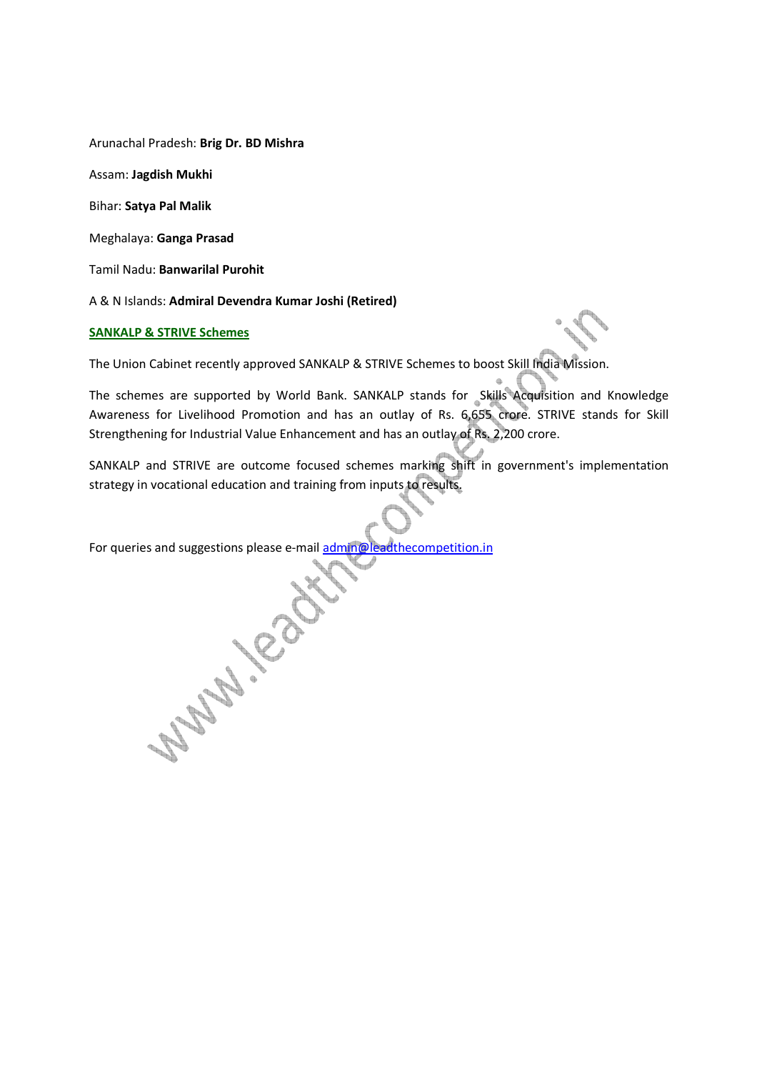Arunachal Pradesh: **Brig Dr. BD Mishra**

Assam: **Jagdish Mukhi**

Bihar: **Satya Pal Malik**

Meghalaya: **Ganga Prasad**

Tamil Nadu: **Banwarilal Purohit**

A & N Islands: **Admiral Devendra Kumar Joshi (Retired)**

## SANKALP & STRIVE Schemes

The Union Cabinet recently approved SANKALP & STRIVE Schemes to boost Skill India Mission.

The schemes are supported by World Bank. SANKALP stands for Skills Acquisition and Knowledge Awareness for Livelihood Promotion and has an outlay of Rs. 6,655 crore. STRIVE stands for Skill Strengthening for Industrial Value Enhancement and has an outlay of Rs. 2,200 crore.

SANKALP and STRIVE are outcome focused schemes marking shift in government's implementation strategy in vocational education and training from inputs to results.

For queries and suggestions please e-mail admin@leadthecompetition.in